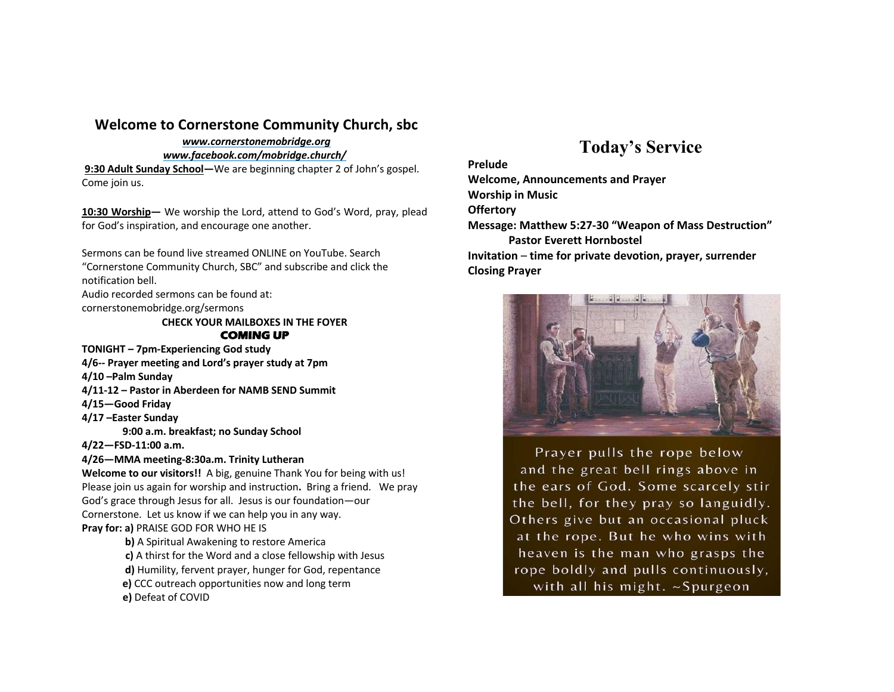## Welcome to Cornerstone Community Church, sbc

***www.cornerstonemobridge.org***

***www.facebook.com/mobridge.church/***

**9:30 Adult Sunday School—**We are beginning chapter 2 of John's gospel. Come join us.

**10:30 Worship—** We worship the Lord, attend to God's Word, pray, plead for God's inspiration, and encourage one another.

Sermons can be found live streamed ONLINE on YouTube. Search "Cornerstone Community Church, SBC" and subscribe and click the notification bell.
Audio recorded sermons can be found at: cornerstonemobridge.org/sermons

**CHECK YOUR MAILBOXES IN THE FOYER**

**COMING UP**

**TONIGHT – 7pm-Experiencing God study**
**4/6-- Prayer meeting and Lord's prayer study at 7pm**
**4/10 –Palm Sunday**
**4/11-12 – Pastor in Aberdeen for NAMB SEND Summit**
**4/15—Good Friday**
**4/17 –Easter Sunday**
**9:00 a.m. breakfast; no Sunday School**
**4/22—FSD-11:00 a.m.**
**4/26—MMA meeting-8:30a.m. Trinity Lutheran**

**Welcome to our visitors!!** A big, genuine Thank You for being with us! Please join us again for worship and instruction**.** Bring a friend. We pray God's grace through Jesus for all. Jesus is our foundation—our Cornerstone. Let us know if we can help you in any way.

**Pray for: a)** PRAISE GOD FOR WHO HE IS
**b)** A Spiritual Awakening to restore America
**c)** A thirst for the Word and a close fellowship with Jesus
**d)** Humility, fervent prayer, hunger for God, repentance
**e)** CCC outreach opportunities now and long term
**e)** Defeat of COVID

# Today's Service

**Prelude**
**Welcome, Announcements and Prayer**
**Worship in Music**
**Offertory**
**Message: Matthew 5:27-30 "Weapon of Mass Destruction"**
**Pastor Everett Hornbostel**
**Invitation – time for private devotion, prayer, surrender**
**Closing Prayer**

Prayer pulls the rope below and the great bell rings above in the ears of God. Some scarcely stir the bell, for they pray so languidly. Others give but an occasional pluck at the rope. But he who wins with heaven is the man who grasps the rope boldly and pulls continuously, with all his might. ~Spurgeon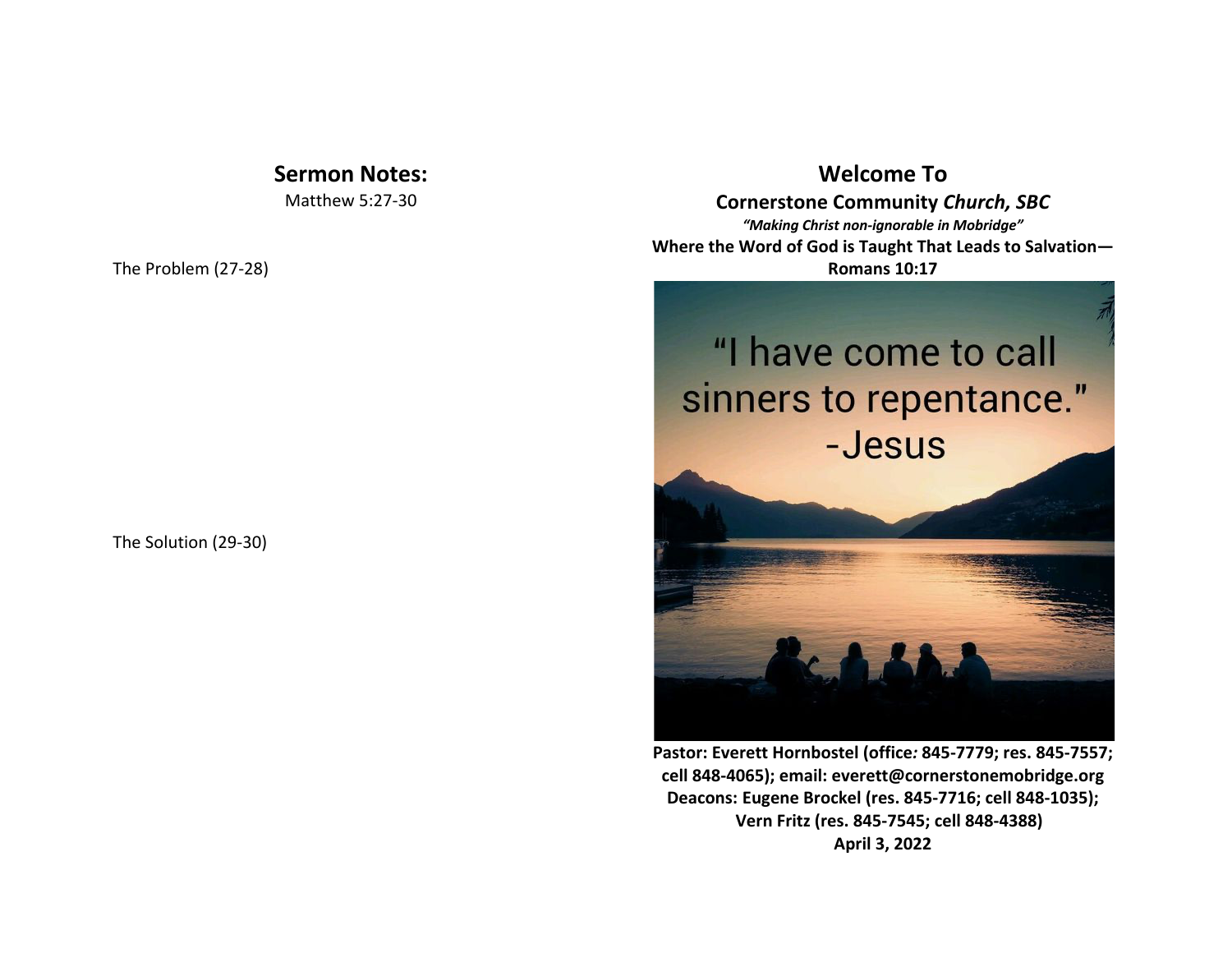## Sermon Notes:

Matthew 5:27-30

The Problem (27-28)

The Solution (29-30)

## Welcome To

**Cornerstone Community *Church, SBC***

***"Making Christ non-ignorable in Mobridge"***

**Where the Word of God is Taught That Leads to Salvation—Romans 10:17**

"I have come to call sinners to repentance." -Jesus

**Pastor: Everett Hornbostel (office*:* 845-7779; res. 845-7557; cell 848-4065); email: everett@cornerstonemobridge.org**
**Deacons: Eugene Brockel (res. 845-7716; cell 848-1035); Vern Fritz (res. 845-7545; cell 848-4388)**
**April 3, 2022**